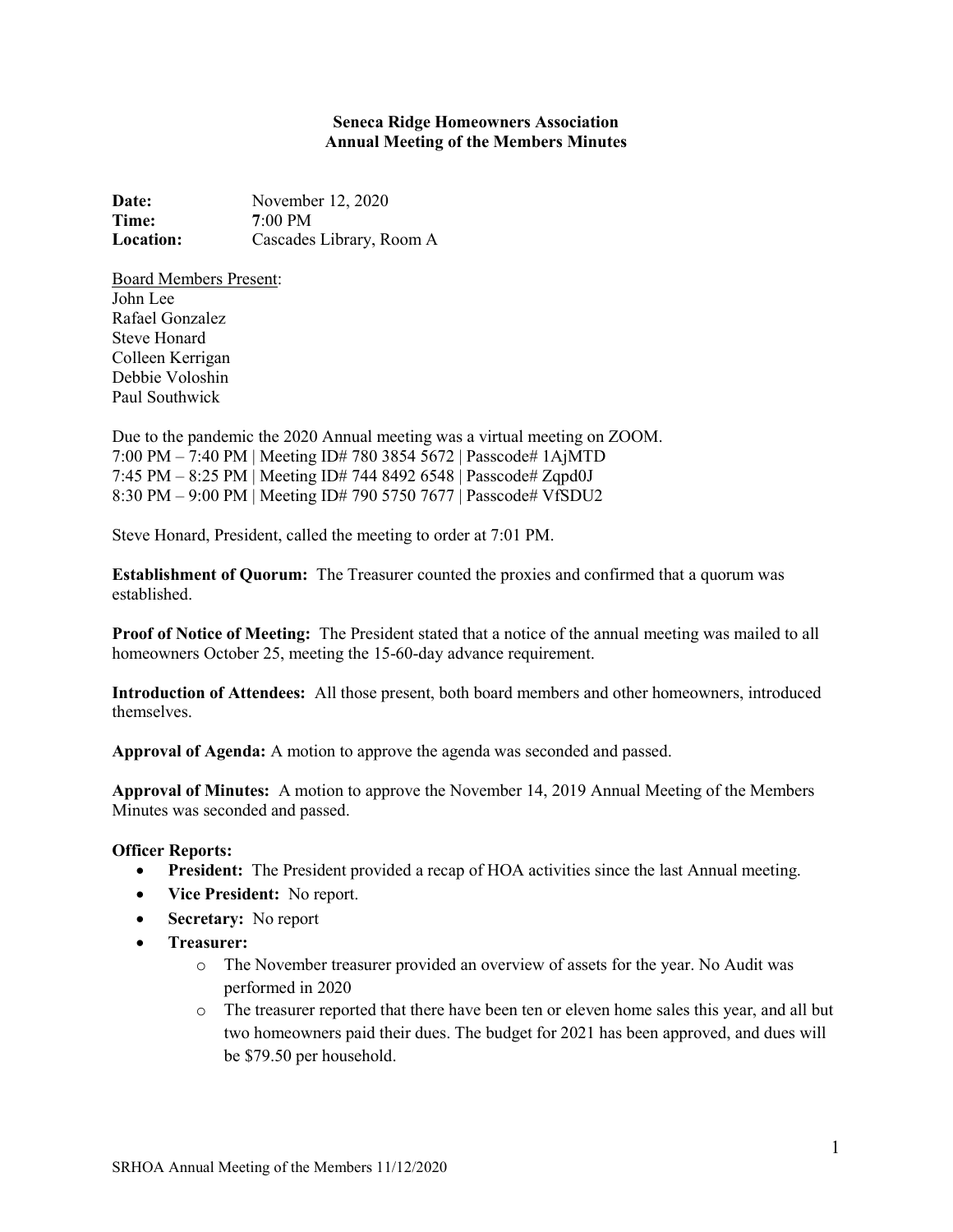**Seneca Ridge Homeowners Association**
**Annual Meeting of the Members Minutes**

**Date:** November 12, 2020
**Time:** 7:00 PM
**Location:** Cascades Library, Room A

Board Members Present:
John Lee
Rafael Gonzalez
Steve Honard
Colleen Kerrigan
Debbie Voloshin
Paul Southwick

Due to the pandemic the 2020 Annual meeting was a virtual meeting on ZOOM.
7:00 PM – 7:40 PM | Meeting ID# 780 3854 5672 | Passcode# 1AjMTD
7:45 PM – 8:25 PM | Meeting ID# 744 8492 6548 | Passcode# Zqpd0J
8:30 PM – 9:00 PM | Meeting ID# 790 5750 7677 | Passcode# VfSDU2

Steve Honard, President, called the meeting to order at 7:01 PM.

**Establishment of Quorum:** The Treasurer counted the proxies and confirmed that a quorum was established.

**Proof of Notice of Meeting:** The President stated that a notice of the annual meeting was mailed to all homeowners October 25, meeting the 15-60-day advance requirement.

**Introduction of Attendees:** All those present, both board members and other homeowners, introduced themselves.

**Approval of Agenda:** A motion to approve the agenda was seconded and passed.

**Approval of Minutes:** A motion to approve the November 14, 2019 Annual Meeting of the Members Minutes was seconded and passed.

**Officer Reports:**

- **President:** The President provided a recap of HOA activities since the last Annual meeting.
- **Vice President:** No report.
- **Secretary:** No report
- **Treasurer:**
  - The November treasurer provided an overview of assets for the year. No Audit was performed in 2020
  - The treasurer reported that there have been ten or eleven home sales this year, and all but two homeowners paid their dues. The budget for 2021 has been approved, and dues will be $79.50 per household.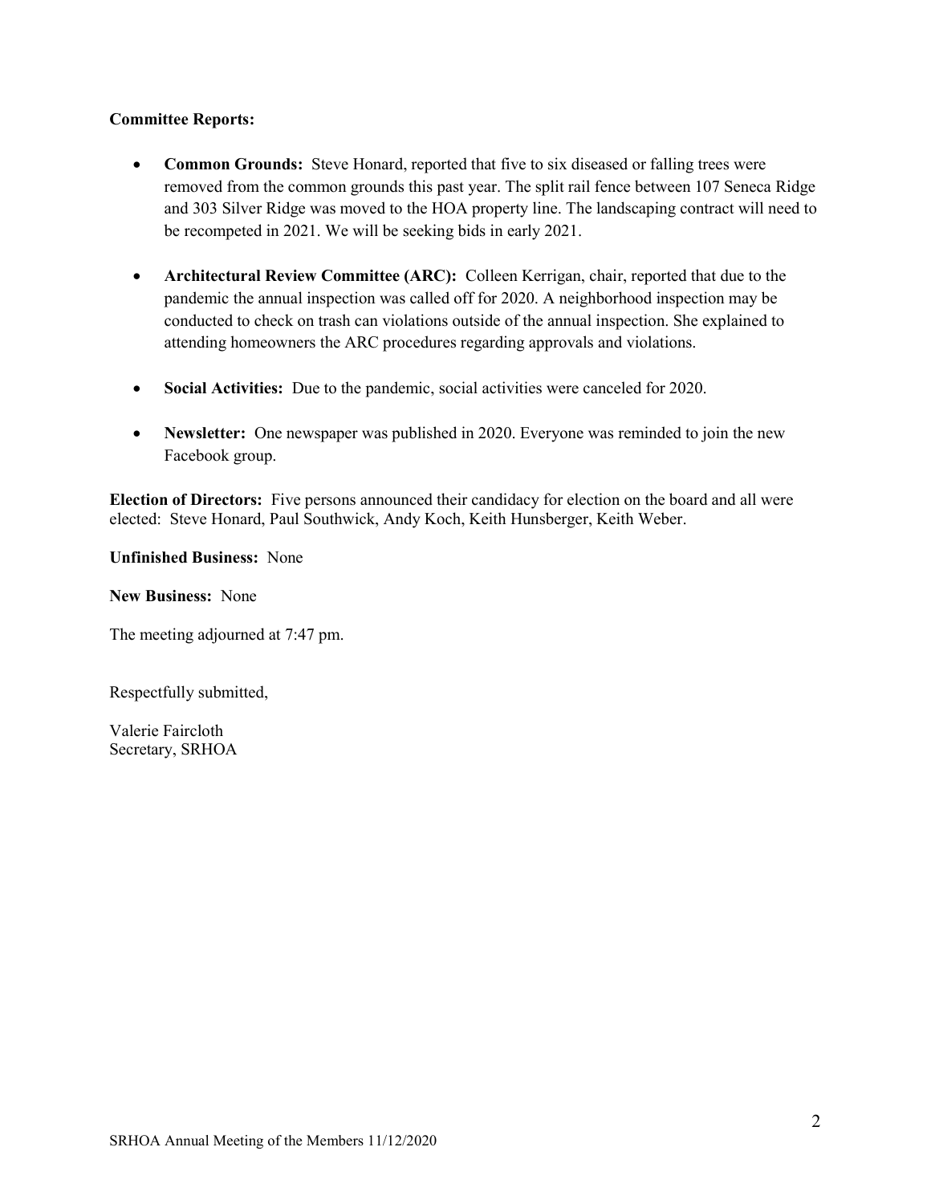**Committee Reports:**

- **Common Grounds:** Steve Honard, reported that five to six diseased or falling trees were removed from the common grounds this past year. The split rail fence between 107 Seneca Ridge and 303 Silver Ridge was moved to the HOA property line. The landscaping contract will need to be recompeted in 2021. We will be seeking bids in early 2021.

- **Architectural Review Committee (ARC):** Colleen Kerrigan, chair, reported that due to the pandemic the annual inspection was called off for 2020. A neighborhood inspection may be conducted to check on trash can violations outside of the annual inspection. She explained to attending homeowners the ARC procedures regarding approvals and violations.

- **Social Activities:** Due to the pandemic, social activities were canceled for 2020.

- **Newsletter:** One newspaper was published in 2020. Everyone was reminded to join the new Facebook group.

**Election of Directors:** Five persons announced their candidacy for election on the board and all were elected: Steve Honard, Paul Southwick, Andy Koch, Keith Hunsberger, Keith Weber.

**Unfinished Business:** None

**New Business:** None

The meeting adjourned at 7:47 pm.

Respectfully submitted,

Valerie Faircloth
Secretary, SRHOA